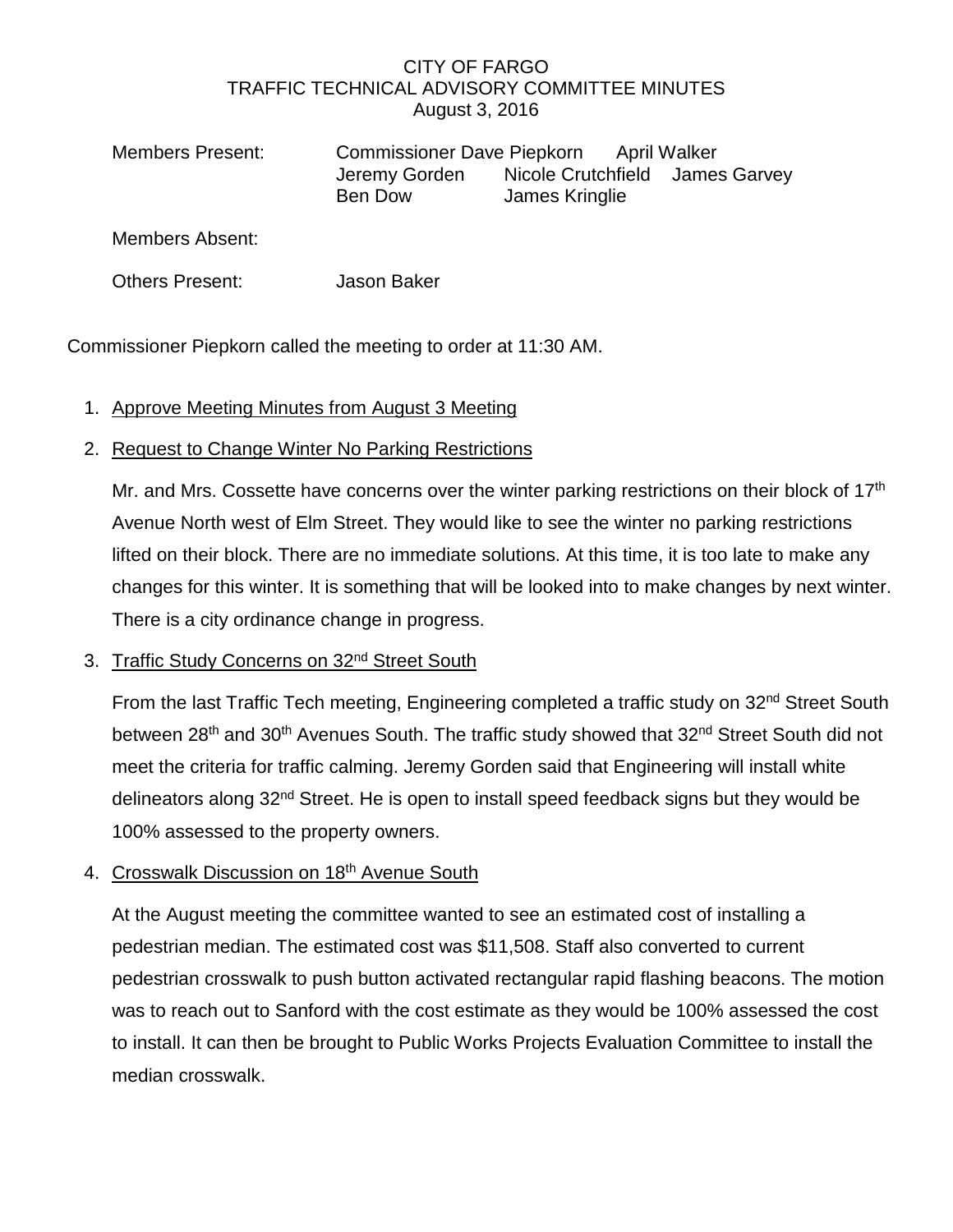CITY OF FARGO
TRAFFIC TECHNICAL ADVISORY COMMITTEE MINUTES
August 3, 2016

Members Present: Commissioner Dave Piepkorn, April Walker, Jeremy Gorden, Nicole Crutchfield, James Garvey, Ben Dow, James Kringlie

Members Absent:

Others Present: Jason Baker

Commissioner Piepkorn called the meeting to order at 11:30 AM.

1. Approve Meeting Minutes from August 3 Meeting

2. Request to Change Winter No Parking Restrictions

   Mr. and Mrs. Cossette have concerns over the winter parking restrictions on their block of 17th Avenue North west of Elm Street. They would like to see the winter no parking restrictions lifted on their block. There are no immediate solutions. At this time, it is too late to make any changes for this winter. It is something that will be looked into to make changes by next winter. There is a city ordinance change in progress.

3. Traffic Study Concerns on 32nd Street South

   From the last Traffic Tech meeting, Engineering completed a traffic study on 32nd Street South between 28th and 30th Avenues South. The traffic study showed that 32nd Street South did not meet the criteria for traffic calming. Jeremy Gorden said that Engineering will install white delineators along 32nd Street. He is open to install speed feedback signs but they would be 100% assessed to the property owners.

4. Crosswalk Discussion on 18th Avenue South

   At the August meeting the committee wanted to see an estimated cost of installing a pedestrian median. The estimated cost was $11,508. Staff also converted to current pedestrian crosswalk to push button activated rectangular rapid flashing beacons. The motion was to reach out to Sanford with the cost estimate as they would be 100% assessed the cost to install. It can then be brought to Public Works Projects Evaluation Committee to install the median crosswalk.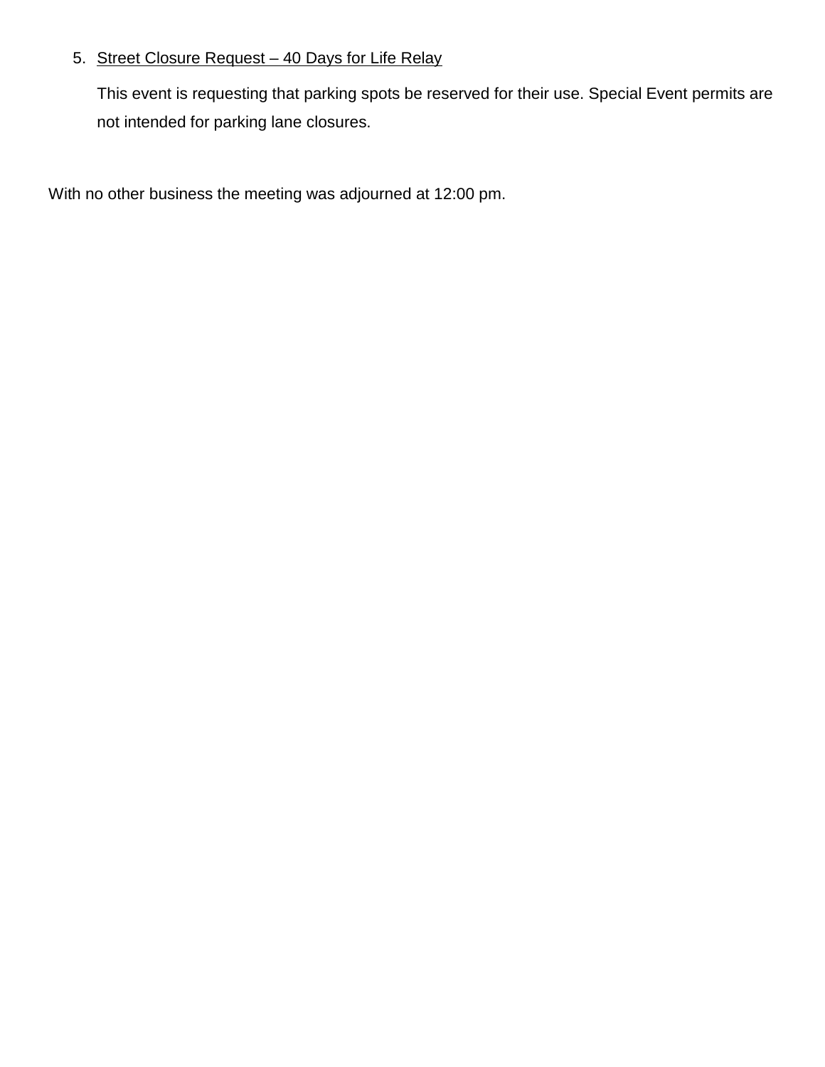5. <u>Street Closure Request – 40 Days for Life Relay</u>

   This event is requesting that parking spots be reserved for their use. Special Event permits are not intended for parking lane closures.

With no other business the meeting was adjourned at 12:00 pm.